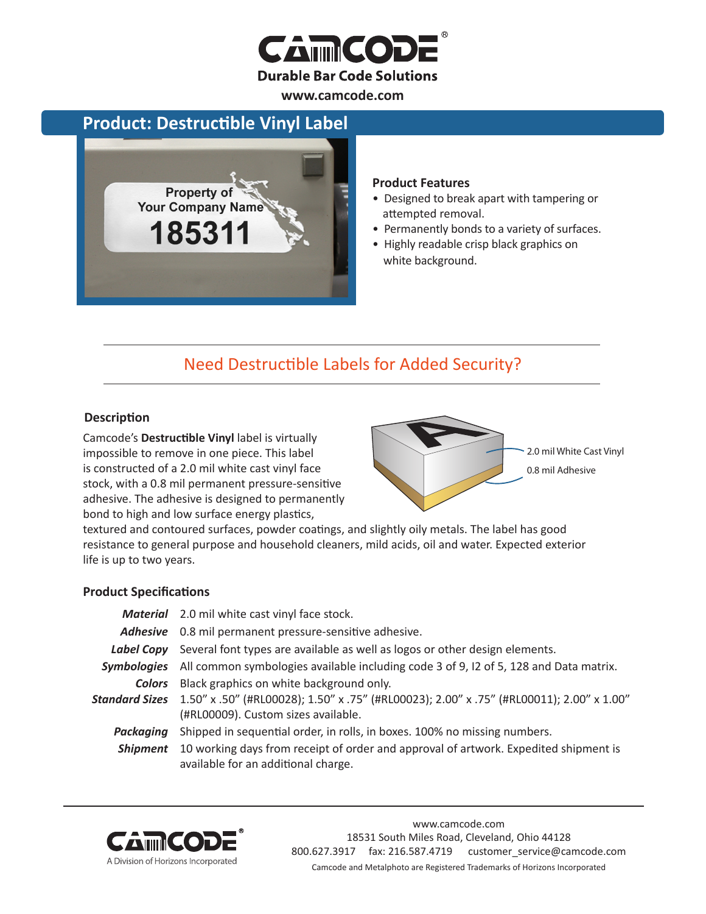# CAMCODE®

**Durable Bar Code Solutions**

**www.camcode.com**

## Product: Destructible Vinyl Label

### Product Features

- Designed to break apart with tampering or attempted removal.
- Permanently bonds to a variety of surfaces.
- Highly readable crisp black graphics on white background.

## Need Destructible Labels for Added Security?

### Description

Camcode's **Destructible Vinyl** label is virtually impossible to remove in one piece. This label is constructed of a 2.0 mil white cast vinyl face stock, with a 0.8 mil permanent pressure-sensitive adhesive. The adhesive is designed to permanently bond to high and low surface energy plastics, textured and contoured surfaces, powder coatings, and slightly oily metals. The label has good resistance to general purpose and household cleaners, mild acids, oil and water. Expected exterior life is up to two years.

2.0 mil White Cast Vinyl

0.8 mil Adhesive

### Product Specifications

***Material*** 2.0 mil white cast vinyl face stock.

***Adhesive*** 0.8 mil permanent pressure-sensitive adhesive.

***Label Copy*** Several font types are available as well as logos or other design elements.

***Symbologies*** All common symbologies available including code 3 of 9, I2 of 5, 128 and Data matrix.

***Colors*** Black graphics on white background only.

***Standard Sizes*** 1.50" x .50" (#RL00028); 1.50" x .75" (#RL00023); 2.00" x .75" (#RL00011); 2.00" x 1.00" (#RL00009). Custom sizes available.

***Packaging*** Shipped in sequential order, in rolls, in boxes. 100% no missing numbers.

***Shipment*** 10 working days from receipt of order and approval of artwork. Expedited shipment is available for an additional charge.

---

CAMCODE®
A Division of Horizons Incorporated

www.camcode.com
18531 South Miles Road, Cleveland, Ohio 44128
800.627.3917 fax: 216.587.4719 customer_service@camcode.com
Camcode and Metalphoto are Registered Trademarks of Horizons Incorporated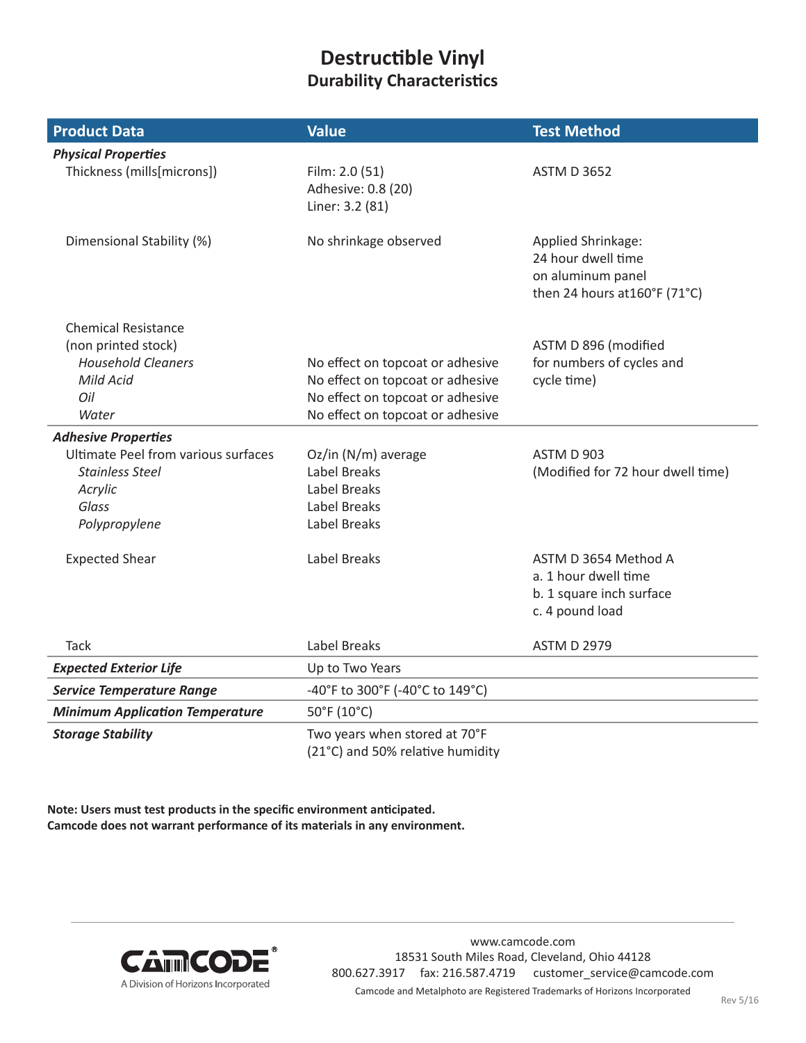# Destructible Vinyl

## Durability Characteristics

| Product Data | Value | Test Method |
|---|---|---|
| ***Physical Properties*** | | |
| Thickness (mills[microns]) | Film: 2.0 (51)<br>Adhesive: 0.8 (20)<br>Liner: 3.2 (81) | ASTM D 3652 |
| Dimensional Stability (%) | No shrinkage observed | Applied Shrinkage:<br>24 hour dwell time<br>on aluminum panel<br>then 24 hours at160°F (71°C) |
| Chemical Resistance<br>(non printed stock) | | ASTM D 896 (modified<br>for numbers of cycles and<br>cycle time) |
| *Household Cleaners* | No effect on topcoat or adhesive | |
| *Mild Acid* | No effect on topcoat or adhesive | |
| *Oil* | No effect on topcoat or adhesive | |
| *Water* | No effect on topcoat or adhesive | |
| ***Adhesive Properties*** | | |
| Ultimate Peel from various surfaces | Oz/in (N/m) average | ASTM D 903<br>(Modified for 72 hour dwell time) |
| *Stainless Steel* | Label Breaks | |
| *Acrylic* | Label Breaks | |
| *Glass* | Label Breaks | |
| *Polypropylene* | Label Breaks | |
| Expected Shear | Label Breaks | ASTM D 3654 Method A<br>a. 1 hour dwell time<br>b. 1 square inch surface<br>c. 4 pound load |
| Tack | Label Breaks | ASTM D 2979 |
| ***Expected Exterior Life*** | Up to Two Years | |
| ***Service Temperature Range*** | -40°F to 300°F (-40°C to 149°C) | |
| ***Minimum Application Temperature*** | 50°F (10°C) | |
| ***Storage Stability*** | Two years when stored at 70°F<br>(21°C) and 50% relative humidity | |

**Note: Users must test products in the specific environment anticipated.**
**Camcode does not warrant performance of its materials in any environment.**

CAMCODE®
A Division of Horizons Incorporated

www.camcode.com
18531 South Miles Road, Cleveland, Ohio 44128
800.627.3917 fax: 216.587.4719 customer_service@camcode.com
Camcode and Metalphoto are Registered Trademarks of Horizons Incorporated

Rev 5/16